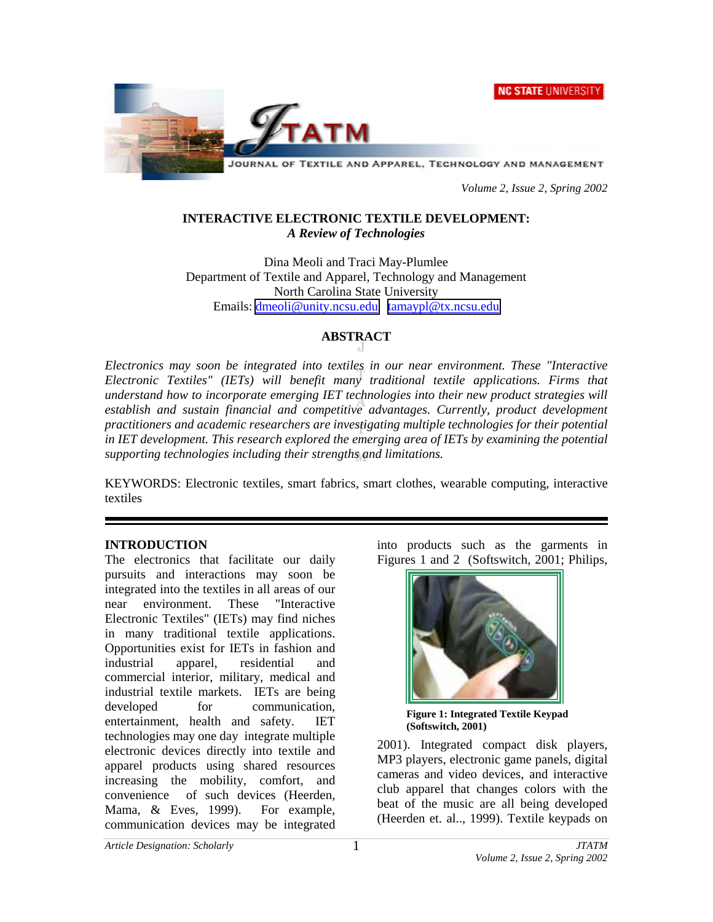# INTERACTIVE ELECTRONIC TEXTILE DEVELOPMENT:
## *A Review of Technologies*

Dina Meoli and Traci May-Plumlee
Department of Textile and Apparel, Technology and Management
North Carolina State University
Emails: dmeoli@unity.ncsu.edu tamaypl@tx.ncsu.edu

## ABSTRACT

*Electronics may soon be integrated into textiles in our near environment. These "Interactive Electronic Textiles" (IETs) will benefit many traditional textile applications. Firms that understand how to incorporate emerging IET technologies into their new product strategies will establish and sustain financial and competitive advantages. Currently, product development practitioners and academic researchers are investigating multiple technologies for their potential in IET development. This research explored the emerging area of IETs by examining the potential supporting technologies including their strengths and limitations.*

KEYWORDS: Electronic textiles, smart fabrics, smart clothes, wearable computing, interactive textiles

## INTRODUCTION

The electronics that facilitate our daily pursuits and interactions may soon be integrated into the textiles in all areas of our near environment. These "Interactive Electronic Textiles" (IETs) may find niches in many traditional textile applications. Opportunities exist for IETs in fashion and industrial apparel, residential and commercial interior, military, medical and industrial textile markets. IETs are being developed for communication, entertainment, health and safety. IET technologies may one day integrate multiple electronic devices directly into textile and apparel products using shared resources increasing the mobility, comfort, and convenience of such devices (Heerden, Mama, & Eves, 1999). For example, communication devices may be integrated into products such as the garments in Figures 1 and 2 (Softswitch, 2001; Philips, 2001). Integrated compact disk players, MP3 players, electronic game panels, digital cameras and video devices, and interactive club apparel that changes colors with the beat of the music are all being developed (Heerden et. al.., 1999). Textile keypads on

**Figure 1: Integrated Textile Keypad (Softswitch, 2001)**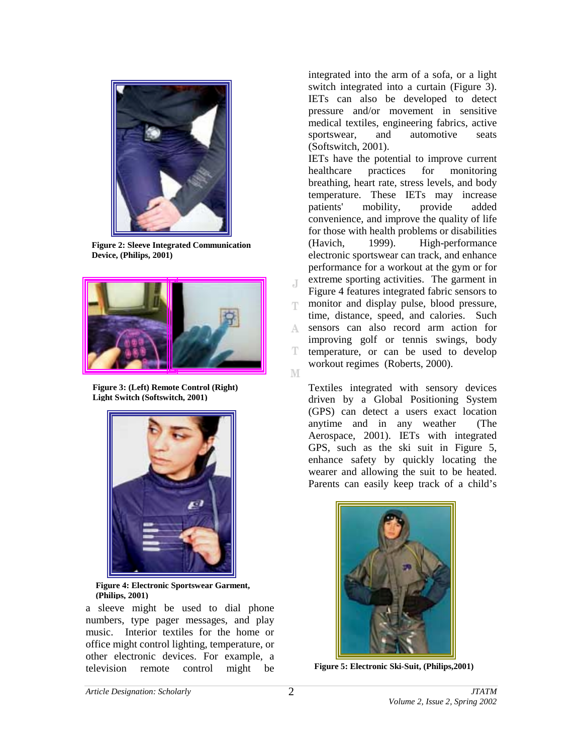Figure 2: Sleeve Integrated Communication Device, (Philips, 2001)

Figure 3: (Left) Remote Control (Right) Light Switch (Softswitch, 2001)

Figure 4: Electronic Sportswear Garment, (Philips, 2001)

a sleeve might be used to dial phone numbers, type pager messages, and play music. Interior textiles for the home or office might control lighting, temperature, or other electronic devices. For example, a television remote control might be integrated into the arm of a sofa, or a light switch integrated into a curtain (Figure 3). IETs can also be developed to detect pressure and/or movement in sensitive medical textiles, engineering fabrics, active sportswear, and automotive seats (Softswitch, 2001).

IETs have the potential to improve current healthcare practices for monitoring breathing, heart rate, stress levels, and body temperature. These IETs may increase patients' mobility, provide added convenience, and improve the quality of life for those with health problems or disabilities (Havich, 1999). High-performance electronic sportswear can track, and enhance performance for a workout at the gym or for extreme sporting activities. The garment in Figure 4 features integrated fabric sensors to monitor and display pulse, blood pressure, time, distance, speed, and calories. Such sensors can also record arm action for improving golf or tennis swings, body temperature, or can be used to develop workout regimes (Roberts, 2000).

Textiles integrated with sensory devices driven by a Global Positioning System (GPS) can detect a users exact location anytime and in any weather (The Aerospace, 2001). IETs with integrated GPS, such as the ski suit in Figure 5, enhance safety by quickly locating the wearer and allowing the suit to be heated. Parents can easily keep track of a child's

Figure 5: Electronic Ski-Suit, (Philips,2001)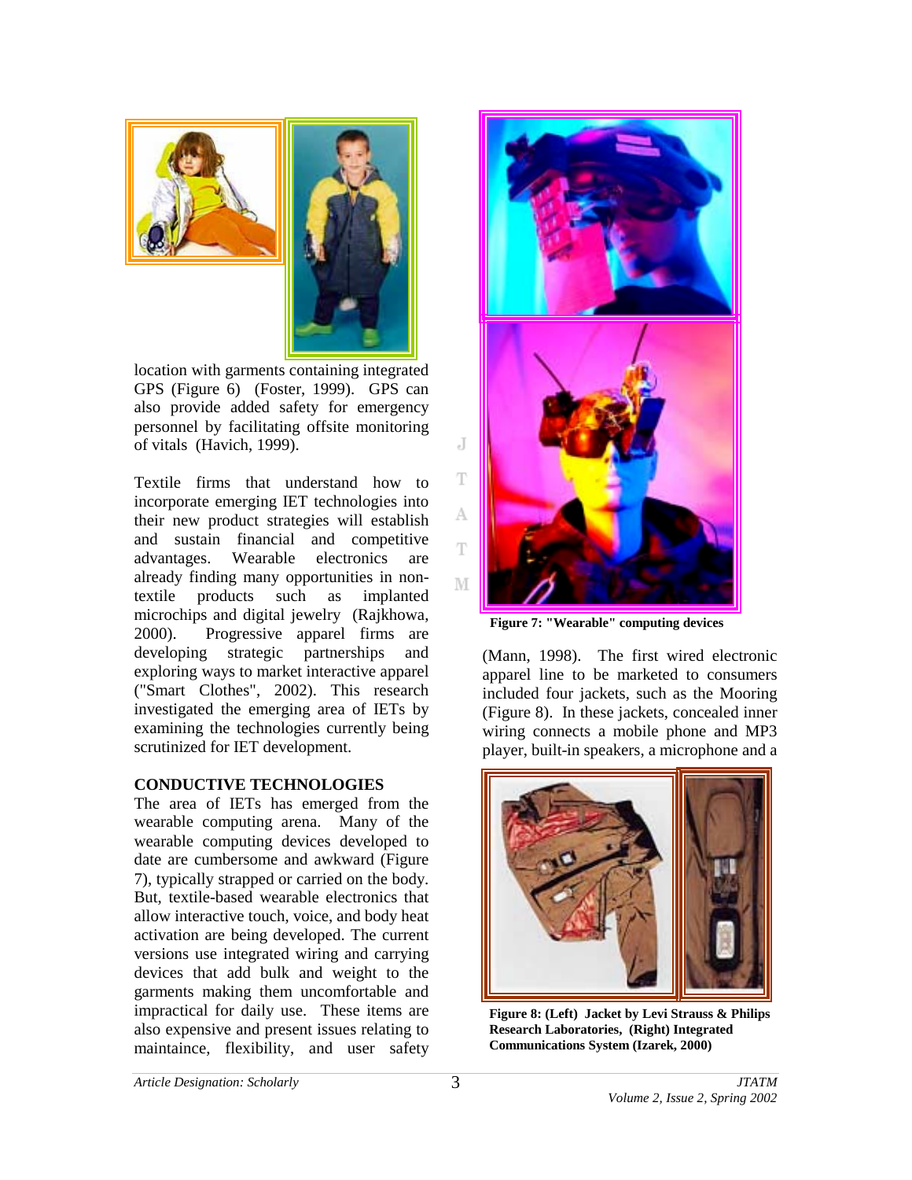location with garments containing integrated GPS (Figure 6) (Foster, 1999). GPS can also provide added safety for emergency personnel by facilitating offsite monitoring of vitals (Havich, 1999).

Textile firms that understand how to incorporate emerging IET technologies into their new product strategies will establish and sustain financial and competitive advantages. Wearable electronics are already finding many opportunities in non-textile products such as implanted microchips and digital jewelry (Rajkhowa, 2000). Progressive apparel firms are developing strategic partnerships and exploring ways to market interactive apparel ("Smart Clothes", 2002). This research investigated the emerging area of IETs by examining the technologies currently being scrutinized for IET development.

## CONDUCTIVE TECHNOLOGIES

The area of IETs has emerged from the wearable computing arena. Many of the wearable computing devices developed to date are cumbersome and awkward (Figure 7), typically strapped or carried on the body. But, textile-based wearable electronics that allow interactive touch, voice, and body heat activation are being developed. The current versions use integrated wiring and carrying devices that add bulk and weight to the garments making them uncomfortable and impractical for daily use. These items are also expensive and present issues relating to maintaince, flexibility, and user safety

**Figure 7: "Wearable" computing devices**

(Mann, 1998). The first wired electronic apparel line to be marketed to consumers included four jackets, such as the Mooring (Figure 8). In these jackets, concealed inner wiring connects a mobile phone and MP3 player, built-in speakers, a microphone and a

**Figure 8: (Left) Jacket by Levi Strauss & Philips Research Laboratories, (Right) Integrated Communications System (Izarek, 2000)**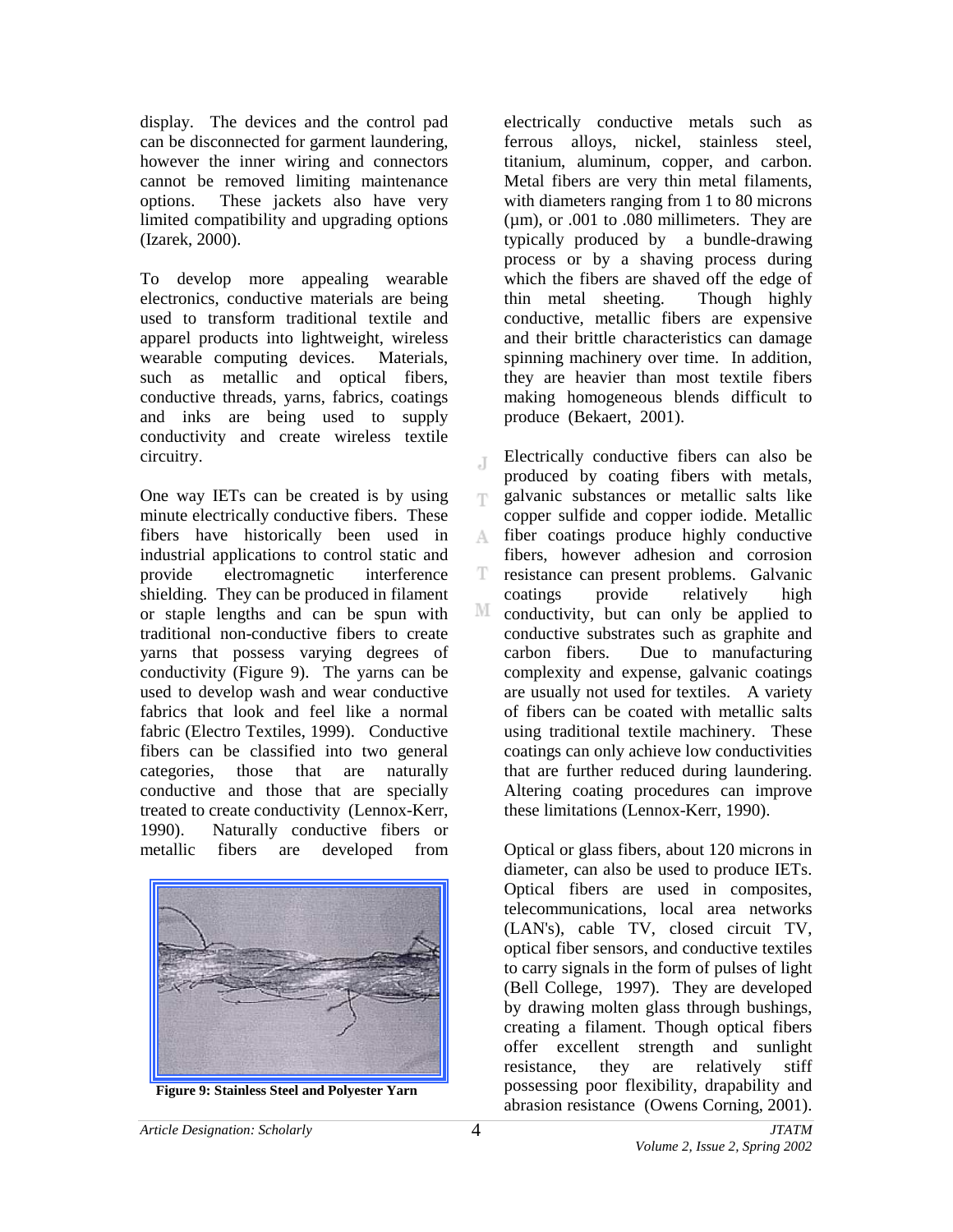display. The devices and the control pad can be disconnected for garment laundering, however the inner wiring and connectors cannot be removed limiting maintenance options. These jackets also have very limited compatibility and upgrading options (Izarek, 2000).

To develop more appealing wearable electronics, conductive materials are being used to transform traditional textile and apparel products into lightweight, wireless wearable computing devices. Materials, such as metallic and optical fibers, conductive threads, yarns, fabrics, coatings and inks are being used to supply conductivity and create wireless textile circuitry.

One way IETs can be created is by using minute electrically conductive fibers. These fibers have historically been used in industrial applications to control static and provide electromagnetic interference shielding. They can be produced in filament or staple lengths and can be spun with traditional non-conductive fibers to create yarns that possess varying degrees of conductivity (Figure 9). The yarns can be used to develop wash and wear conductive fabrics that look and feel like a normal fabric (Electro Textiles, 1999). Conductive fibers can be classified into two general categories, those that are naturally conductive and those that are specially treated to create conductivity (Lennox-Kerr, 1990). Naturally conductive fibers or metallic fibers are developed from electrically conductive metals such as ferrous alloys, nickel, stainless steel, titanium, aluminum, copper, and carbon. Metal fibers are very thin metal filaments, with diameters ranging from 1 to 80 microns (µm), or .001 to .080 millimeters. They are typically produced by a bundle-drawing process or by a shaving process during which the fibers are shaved off the edge of thin metal sheeting. Though highly conductive, metallic fibers are expensive and their brittle characteristics can damage spinning machinery over time. In addition, they are heavier than most textile fibers making homogeneous blends difficult to produce (Bekaert, 2001).

**Figure 9: Stainless Steel and Polyester Yarn**

Electrically conductive fibers can also be produced by coating fibers with metals, galvanic substances or metallic salts like copper sulfide and copper iodide. Metallic fiber coatings produce highly conductive fibers, however adhesion and corrosion resistance can present problems. Galvanic coatings provide relatively high conductivity, but can only be applied to conductive substrates such as graphite and carbon fibers. Due to manufacturing complexity and expense, galvanic coatings are usually not used for textiles. A variety of fibers can be coated with metallic salts using traditional textile machinery. These coatings can only achieve low conductivities that are further reduced during laundering. Altering coating procedures can improve these limitations (Lennox-Kerr, 1990).

Optical or glass fibers, about 120 microns in diameter, can also be used to produce IETs. Optical fibers are used in composites, telecommunications, local area networks (LAN's), cable TV, closed circuit TV, optical fiber sensors, and conductive textiles to carry signals in the form of pulses of light (Bell College, 1997). They are developed by drawing molten glass through bushings, creating a filament. Though optical fibers offer excellent strength and sunlight resistance, they are relatively stiff possessing poor flexibility, drapability and abrasion resistance (Owens Corning, 2001).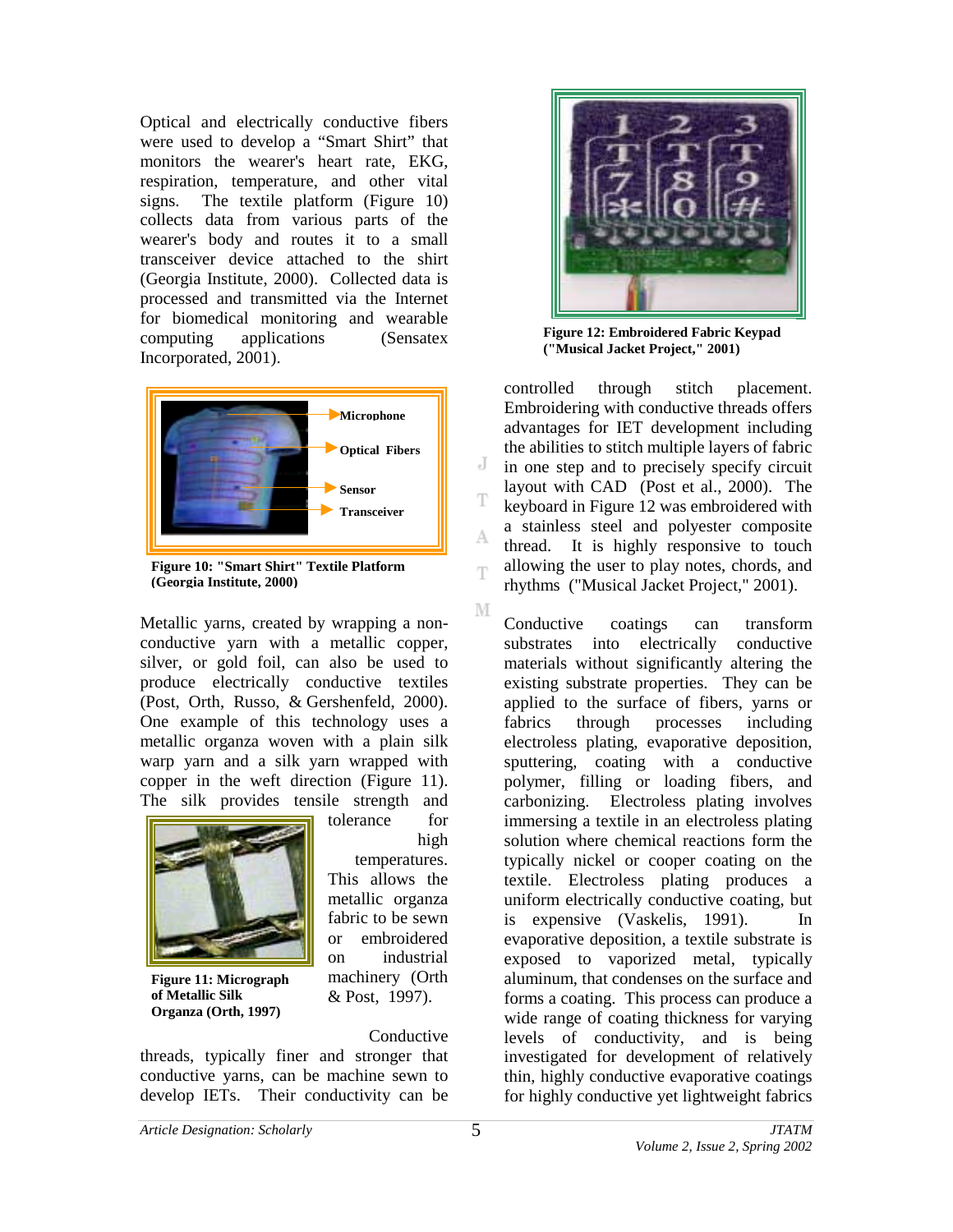Optical and electrically conductive fibers were used to develop a "Smart Shirt" that monitors the wearer's heart rate, EKG, respiration, temperature, and other vital signs. The textile platform (Figure 10) collects data from various parts of the wearer's body and routes it to a small transceiver device attached to the shirt (Georgia Institute, 2000). Collected data is processed and transmitted via the Internet for biomedical monitoring and wearable computing applications (Sensatex Incorporated, 2001).

Microphone

Optical Fibers

Sensor

Transceiver

**Figure 10: "Smart Shirt" Textile Platform (Georgia Institute, 2000)**

Metallic yarns, created by wrapping a non-conductive yarn with a metallic copper, silver, or gold foil, can also be used to produce electrically conductive textiles (Post, Orth, Russo, & Gershenfeld, 2000). One example of this technology uses a metallic organza woven with a plain silk warp yarn and a silk yarn wrapped with copper in the weft direction (Figure 11). The silk provides tensile strength and tolerance for high temperatures. This allows the metallic organza fabric to be sewn or embroidered on industrial machinery (Orth & Post, 1997).

**Figure 11: Micrograph of Metallic Silk Organza (Orth, 1997)**

Conductive threads, typically finer and stronger that conductive yarns, can be machine sewn to develop IETs. Their conductivity can be controlled through stitch placement. Embroidering with conductive threads offers advantages for IET development including the abilities to stitch multiple layers of fabric in one step and to precisely specify circuit layout with CAD (Post et al., 2000). The keyboard in Figure 12 was embroidered with a stainless steel and polyester composite thread. It is highly responsive to touch allowing the user to play notes, chords, and rhythms ("Musical Jacket Project," 2001).

**Figure 12: Embroidered Fabric Keypad ("Musical Jacket Project," 2001)**

Conductive coatings can transform substrates into electrically conductive materials without significantly altering the existing substrate properties. They can be applied to the surface of fibers, yarns or fabrics through processes including electroless plating, evaporative deposition, sputtering, coating with a conductive polymer, filling or loading fibers, and carbonizing. Electroless plating involves immersing a textile in an electroless plating solution where chemical reactions form the typically nickel or cooper coating on the textile. Electroless plating produces a uniform electrically conductive coating, but is expensive (Vaskelis, 1991). In evaporative deposition, a textile substrate is exposed to vaporized metal, typically aluminum, that condenses on the surface and forms a coating. This process can produce a wide range of coating thickness for varying levels of conductivity, and is being investigated for development of relatively thin, highly conductive evaporative coatings for highly conductive yet lightweight fabrics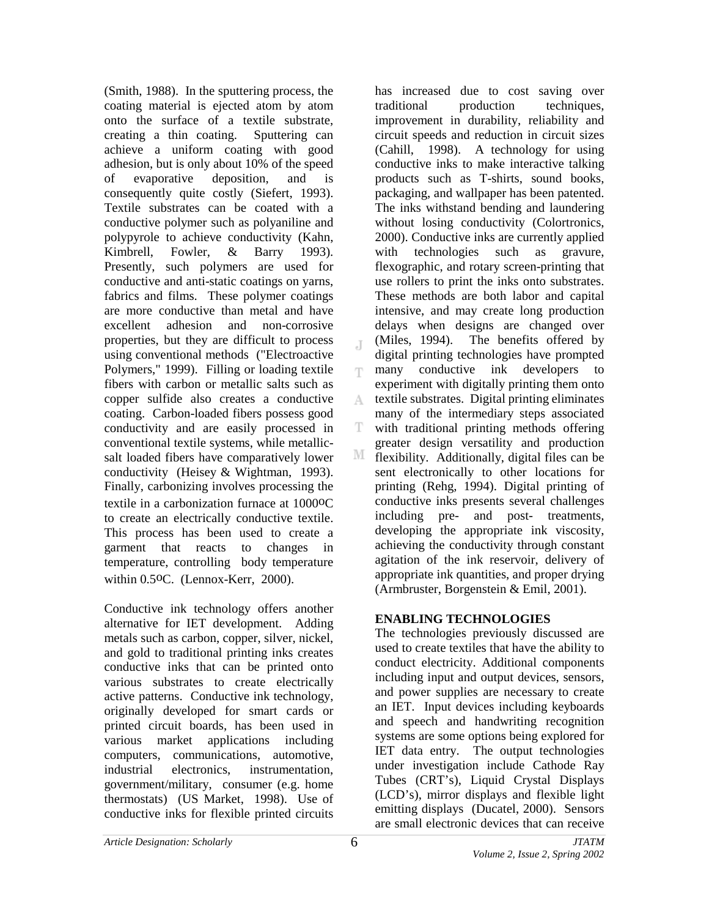(Smith, 1988). In the sputtering process, the coating material is ejected atom by atom onto the surface of a textile substrate, creating a thin coating. Sputtering can achieve a uniform coating with good adhesion, but is only about 10% of the speed of evaporative deposition, and is consequently quite costly (Siefert, 1993). Textile substrates can be coated with a conductive polymer such as polyaniline and polypyrole to achieve conductivity (Kahn, Kimbrell, Fowler, & Barry 1993). Presently, such polymers are used for conductive and anti-static coatings on yarns, fabrics and films. These polymer coatings are more conductive than metal and have excellent adhesion and non-corrosive properties, but they are difficult to process using conventional methods ("Electroactive Polymers," 1999). Filling or loading textile fibers with carbon or metallic salts such as copper sulfide also creates a conductive coating. Carbon-loaded fibers possess good conductivity and are easily processed in conventional textile systems, while metallic-salt loaded fibers have comparatively lower conductivity (Heisey & Wightman, 1993). Finally, carbonizing involves processing the textile in a carbonization furnace at 1000$^{o}$C to create an electrically conductive textile. This process has been used to create a garment that reacts to changes in temperature, controlling body temperature within 0.5$^{o}$C. (Lennox-Kerr, 2000).

Conductive ink technology offers another alternative for IET development. Adding metals such as carbon, copper, silver, nickel, and gold to traditional printing inks creates conductive inks that can be printed onto various substrates to create electrically active patterns. Conductive ink technology, originally developed for smart cards or printed circuit boards, has been used in various market applications including computers, communications, automotive, industrial electronics, instrumentation, government/military, consumer (e.g. home thermostats) (US Market, 1998). Use of conductive inks for flexible printed circuits has increased due to cost saving over traditional production techniques, improvement in durability, reliability and circuit speeds and reduction in circuit sizes (Cahill, 1998). A technology for using conductive inks to make interactive talking products such as T-shirts, sound books, packaging, and wallpaper has been patented. The inks withstand bending and laundering without losing conductivity (Colortronics, 2000). Conductive inks are currently applied with technologies such as gravure, flexographic, and rotary screen-printing that use rollers to print the inks onto substrates. These methods are both labor and capital intensive, and may create long production delays when designs are changed over (Miles, 1994). The benefits offered by digital printing technologies have prompted many conductive ink developers to experiment with digitally printing them onto textile substrates. Digital printing eliminates many of the intermediary steps associated with traditional printing methods offering greater design versatility and production flexibility. Additionally, digital files can be sent electronically to other locations for printing (Rehg, 1994). Digital printing of conductive inks presents several challenges including pre- and post- treatments, developing the appropriate ink viscosity, achieving the conductivity through constant agitation of the ink reservoir, delivery of appropriate ink quantities, and proper drying (Armbruster, Borgenstein & Emil, 2001).

## ENABLING TECHNOLOGIES

The technologies previously discussed are used to create textiles that have the ability to conduct electricity. Additional components including input and output devices, sensors, and power supplies are necessary to create an IET. Input devices including keyboards and speech and handwriting recognition systems are some options being explored for IET data entry. The output technologies under investigation include Cathode Ray Tubes (CRT's), Liquid Crystal Displays (LCD's), mirror displays and flexible light emitting displays (Ducatel, 2000). Sensors are small electronic devices that can receive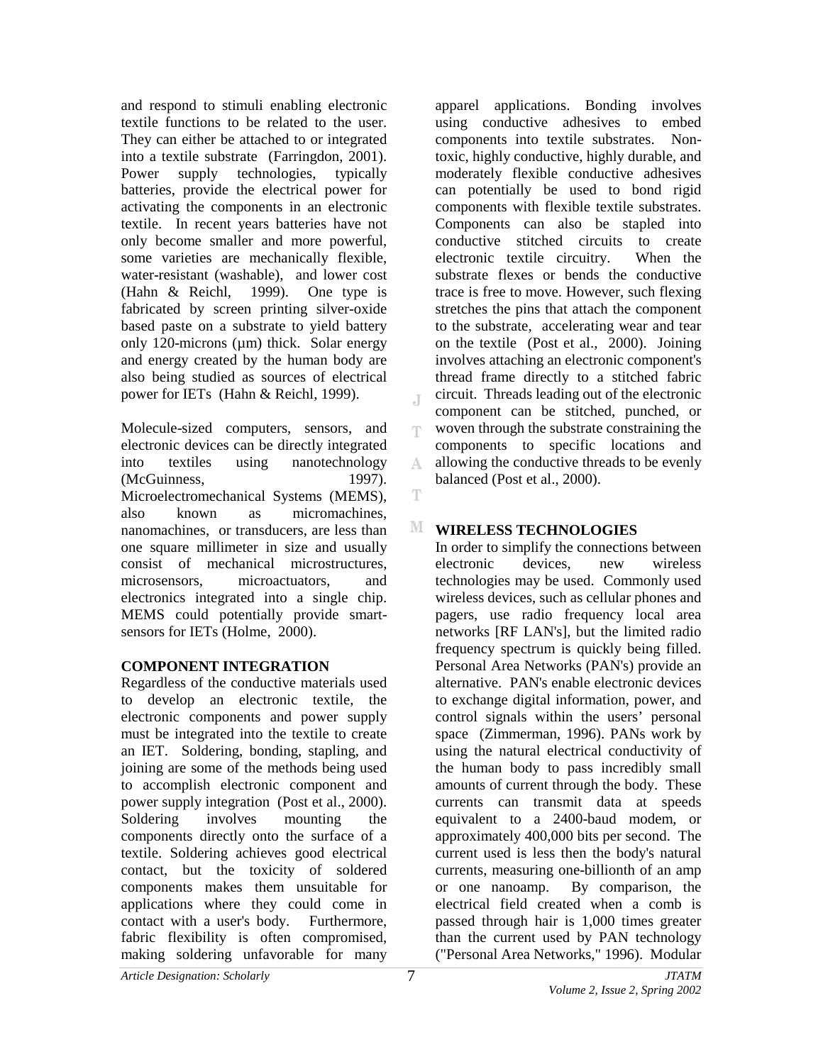and respond to stimuli enabling electronic textile functions to be related to the user. They can either be attached to or integrated into a textile substrate (Farringdon, 2001). Power supply technologies, typically batteries, provide the electrical power for activating the components in an electronic textile. In recent years batteries have not only become smaller and more powerful, some varieties are mechanically flexible, water-resistant (washable), and lower cost (Hahn & Reichl, 1999). One type is fabricated by screen printing silver-oxide based paste on a substrate to yield battery only 120-microns (µm) thick. Solar energy and energy created by the human body are also being studied as sources of electrical power for IETs (Hahn & Reichl, 1999).

Molecule-sized computers, sensors, and electronic devices can be directly integrated into textiles using nanotechnology (McGuinness, 1997). Microelectromechanical Systems (MEMS), also known as micromachines, nanomachines, or transducers, are less than one square millimeter in size and usually consist of mechanical microstructures, microsensors, microactuators, and electronics integrated into a single chip. MEMS could potentially provide smart-sensors for IETs (Holme, 2000).

## COMPONENT INTEGRATION

Regardless of the conductive materials used to develop an electronic textile, the electronic components and power supply must be integrated into the textile to create an IET. Soldering, bonding, stapling, and joining are some of the methods being used to accomplish electronic component and power supply integration (Post et al., 2000). Soldering involves mounting the components directly onto the surface of a textile. Soldering achieves good electrical contact, but the toxicity of soldered components makes them unsuitable for applications where they could come in contact with a user's body. Furthermore, fabric flexibility is often compromised, making soldering unfavorable for many apparel applications. Bonding involves using conductive adhesives to embed components into textile substrates. Non-toxic, highly conductive, highly durable, and moderately flexible conductive adhesives can potentially be used to bond rigid components with flexible textile substrates. Components can also be stapled into conductive stitched circuits to create electronic textile circuitry. When the substrate flexes or bends the conductive trace is free to move. However, such flexing stretches the pins that attach the component to the substrate, accelerating wear and tear on the textile (Post et al., 2000). Joining involves attaching an electronic component's thread frame directly to a stitched fabric circuit. Threads leading out of the electronic component can be stitched, punched, or woven through the substrate constraining the components to specific locations and allowing the conductive threads to be evenly balanced (Post et al., 2000).

## WIRELESS TECHNOLOGIES

In order to simplify the connections between electronic devices, new wireless technologies may be used. Commonly used wireless devices, such as cellular phones and pagers, use radio frequency local area networks [RF LAN's], but the limited radio frequency spectrum is quickly being filled. Personal Area Networks (PAN's) provide an alternative. PAN's enable electronic devices to exchange digital information, power, and control signals within the users' personal space (Zimmerman, 1996). PANs work by using the natural electrical conductivity of the human body to pass incredibly small amounts of current through the body. These currents can transmit data at speeds equivalent to a 2400-baud modem, or approximately 400,000 bits per second. The current used is less then the body's natural currents, measuring one-billionth of an amp or one nanoamp. By comparison, the electrical field created when a comb is passed through hair is 1,000 times greater than the current used by PAN technology ("Personal Area Networks," 1996). Modular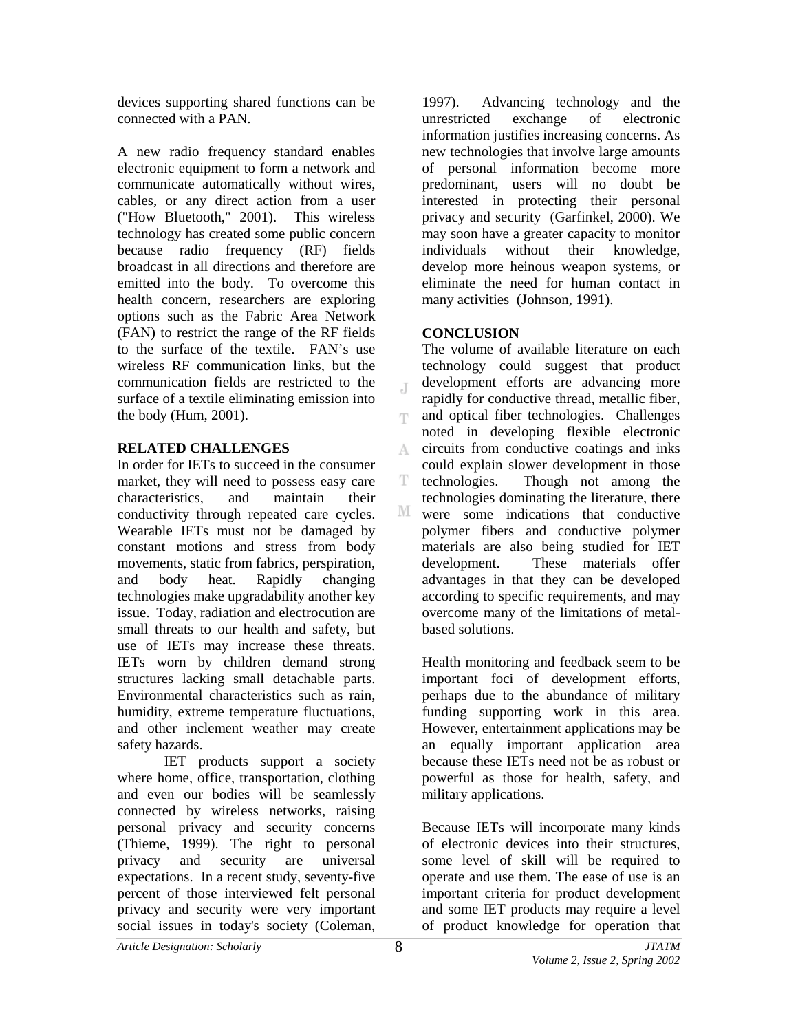devices supporting shared functions can be connected with a PAN.

A new radio frequency standard enables electronic equipment to form a network and communicate automatically without wires, cables, or any direct action from a user ("How Bluetooth," 2001). This wireless technology has created some public concern because radio frequency (RF) fields broadcast in all directions and therefore are emitted into the body. To overcome this health concern, researchers are exploring options such as the Fabric Area Network (FAN) to restrict the range of the RF fields to the surface of the textile. FAN's use wireless RF communication links, but the communication fields are restricted to the surface of a textile eliminating emission into the body (Hum, 2001).

## RELATED CHALLENGES

In order for IETs to succeed in the consumer market, they will need to possess easy care characteristics, and maintain their conductivity through repeated care cycles. Wearable IETs must not be damaged by constant motions and stress from body movements, static from fabrics, perspiration, and body heat. Rapidly changing technologies make upgradability another key issue. Today, radiation and electrocution are small threats to our health and safety, but use of IETs may increase these threats. IETs worn by children demand strong structures lacking small detachable parts. Environmental characteristics such as rain, humidity, extreme temperature fluctuations, and other inclement weather may create safety hazards.

IET products support a society where home, office, transportation, clothing and even our bodies will be seamlessly connected by wireless networks, raising personal privacy and security concerns (Thieme, 1999). The right to personal privacy and security are universal expectations. In a recent study, seventy-five percent of those interviewed felt personal privacy and security were very important social issues in today's society (Coleman, 1997). Advancing technology and the unrestricted exchange of electronic information justifies increasing concerns. As new technologies that involve large amounts of personal information become more predominant, users will no doubt be interested in protecting their personal privacy and security (Garfinkel, 2000). We may soon have a greater capacity to monitor individuals without their knowledge, develop more heinous weapon systems, or eliminate the need for human contact in many activities (Johnson, 1991).

## CONCLUSION

The volume of available literature on each technology could suggest that product development efforts are advancing more rapidly for conductive thread, metallic fiber, and optical fiber technologies. Challenges noted in developing flexible electronic circuits from conductive coatings and inks could explain slower development in those technologies. Though not among the technologies dominating the literature, there were some indications that conductive polymer fibers and conductive polymer materials are also being studied for IET development. These materials offer advantages in that they can be developed according to specific requirements, and may overcome many of the limitations of metal-based solutions.

Health monitoring and feedback seem to be important foci of development efforts, perhaps due to the abundance of military funding supporting work in this area. However, entertainment applications may be an equally important application area because these IETs need not be as robust or powerful as those for health, safety, and military applications.

Because IETs will incorporate many kinds of electronic devices into their structures, some level of skill will be required to operate and use them. The ease of use is an important criteria for product development and some IET products may require a level of product knowledge for operation that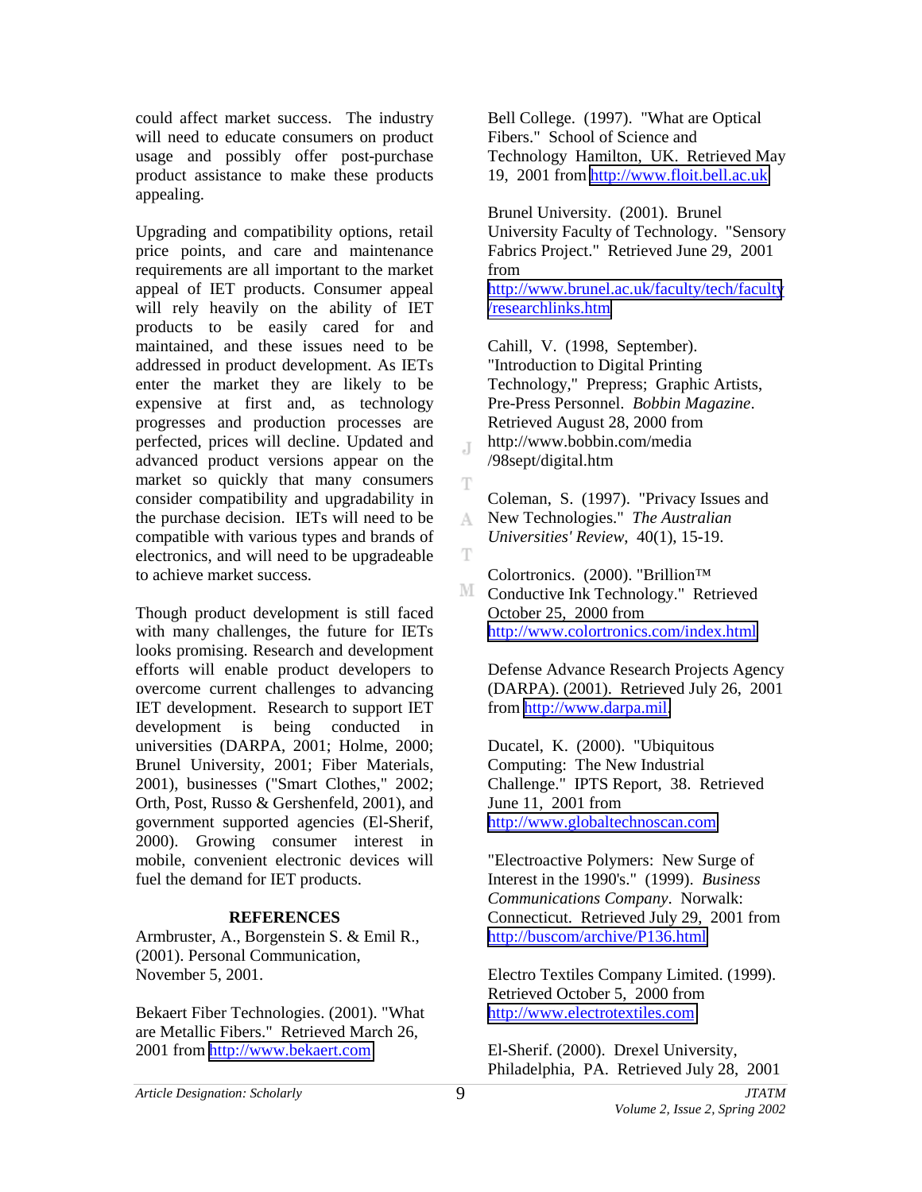could affect market success. The industry will need to educate consumers on product usage and possibly offer post-purchase product assistance to make these products appealing.

Upgrading and compatibility options, retail price points, and care and maintenance requirements are all important to the market appeal of IET products. Consumer appeal will rely heavily on the ability of IET products to be easily cared for and maintained, and these issues need to be addressed in product development. As IETs enter the market they are likely to be expensive at first and, as technology progresses and production processes are perfected, prices will decline. Updated and advanced product versions appear on the market so quickly that many consumers consider compatibility and upgradability in the purchase decision. IETs will need to be compatible with various types and brands of electronics, and will need to be upgradeable to achieve market success.

Though product development is still faced with many challenges, the future for IETs looks promising. Research and development efforts will enable product developers to overcome current challenges to advancing IET development. Research to support IET development is being conducted in universities (DARPA, 2001; Holme, 2000; Brunel University, 2001; Fiber Materials, 2001), businesses ("Smart Clothes," 2002; Orth, Post, Russo & Gershenfeld, 2001), and government supported agencies (El-Sherif, 2000). Growing consumer interest in mobile, convenient electronic devices will fuel the demand for IET products.

## REFERENCES

Armbruster, A., Borgenstein S. & Emil R., (2001). Personal Communication, November 5, 2001.

Bekaert Fiber Technologies. (2001). "What are Metallic Fibers." Retrieved March 26, 2001 from http://www.bekaert.com

Bell College. (1997). "What are Optical Fibers." School of Science and Technology Hamilton, UK. Retrieved May 19, 2001 from http://www.floit.bell.ac.uk

Brunel University. (2001). Brunel University Faculty of Technology. "Sensory Fabrics Project." Retrieved June 29, 2001 from http://www.brunel.ac.uk/faculty/tech/faculty/researchlinks.htm

Cahill, V. (1998, September). "Introduction to Digital Printing Technology," Prepress; Graphic Artists, Pre-Press Personnel. *Bobbin Magazine*. Retrieved August 28, 2000 from http://www.bobbin.com/media/98sept/digital.htm

Coleman, S. (1997). "Privacy Issues and New Technologies." *The Australian Universities' Review*, 40(1), 15-19.

Colortronics. (2000). "Brillion™ Conductive Ink Technology." Retrieved October 25, 2000 from http://www.colortronics.com/index.html

Defense Advance Research Projects Agency (DARPA). (2001). Retrieved July 26, 2001 from http://www.darpa.mil

Ducatel, K. (2000). "Ubiquitous Computing: The New Industrial Challenge." IPTS Report, 38. Retrieved June 11, 2001 from http://www.globaltechnoscan.com

"Electroactive Polymers: New Surge of Interest in the 1990's." (1999). *Business Communications Company*. Norwalk: Connecticut. Retrieved July 29, 2001 from http://buscom/archive/P136.html

Electro Textiles Company Limited. (1999). Retrieved October 5, 2000 from http://www.electrotextiles.com

El-Sherif. (2000). Drexel University, Philadelphia, PA. Retrieved July 28, 2001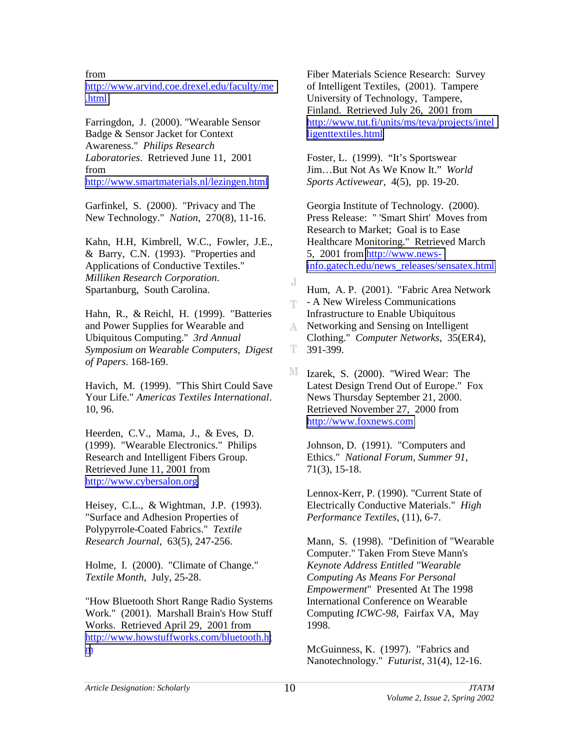from http://www.arvind.coe.drexel.edu/faculty/me.html

Farringdon, J. (2000). "Wearable Sensor Badge & Sensor Jacket for Context Awareness." *Philips Research Laboratories*. Retrieved June 11, 2001 from http://www.smartmaterials.nl/lezingen.html

Garfinkel, S. (2000). "Privacy and The New Technology." *Nation*, 270(8), 11-16.

Kahn, H.H, Kimbrell, W.C., Fowler, J.E., & Barry, C.N. (1993). "Properties and Applications of Conductive Textiles." *Milliken Research Corporation*. Spartanburg, South Carolina.

Hahn, R., & Reichl, H. (1999). "Batteries and Power Supplies for Wearable and Ubiquitous Computing." *3rd Annual Symposium on Wearable Computers, Digest of Papers*. 168-169.

Havich, M. (1999). "This Shirt Could Save Your Life." *Americas Textiles International*. 10, 96.

Heerden, C.V., Mama, J., & Eves, D. (1999). "Wearable Electronics." Philips Research and Intelligent Fibers Group. Retrieved June 11, 2001 from http://www.cybersalon.org

Heisey, C.L., & Wightman, J.P. (1993). "Surface and Adhesion Properties of Polypyrrole-Coated Fabrics." *Textile Research Journal*, 63(5), 247-256.

Holme, I. (2000). "Climate of Change." *Textile Month*, July, 25-28.

"How Bluetooth Short Range Radio Systems Work." (2001). Marshall Brain's How Stuff Works. Retrieved April 29, 2001 from http://www.howstuffworks.com/bluetooth.htm

Fiber Materials Science Research: Survey of Intelligent Textiles, (2001). Tampere University of Technology, Tampere, Finland. Retrieved July 26, 2001 from http://www.tut.fi/units/ms/teva/projects/intelligenttextiles.html

Foster, L. (1999). "It's Sportswear Jim…But Not As We Know It." *World Sports Activewear*, 4(5), pp. 19-20.

Georgia Institute of Technology. (2000). Press Release: " 'Smart Shirt' Moves from Research to Market; Goal is to Ease Healthcare Monitoring." Retrieved March 5, 2001 from http://www.news-info.gatech.edu/news_releases/sensatex.html

Hum, A. P. (2001). "Fabric Area Network - A New Wireless Communications Infrastructure to Enable Ubiquitous Networking and Sensing on Intelligent Clothing." *Computer Networks*, 35(ER4), 391-399.

Izarek, S. (2000). "Wired Wear: The Latest Design Trend Out of Europe." Fox News Thursday September 21, 2000. Retrieved November 27, 2000 from http://www.foxnews.com

Johnson, D. (1991). "Computers and Ethics." *National Forum, Summer 91*, 71(3), 15-18.

Lennox-Kerr, P. (1990). "Current State of Electrically Conductive Materials." *High Performance Textiles*, (11), 6-7.

Mann, S. (1998). "Definition of "Wearable Computer." Taken From Steve Mann's *Keynote Address Entitled "Wearable Computing As Means For Personal Empowerment*" Presented At The 1998 International Conference on Wearable Computing *ICWC-98*, Fairfax VA, May 1998.

McGuinness, K. (1997). "Fabrics and Nanotechnology." *Futurist*, 31(4), 12-16.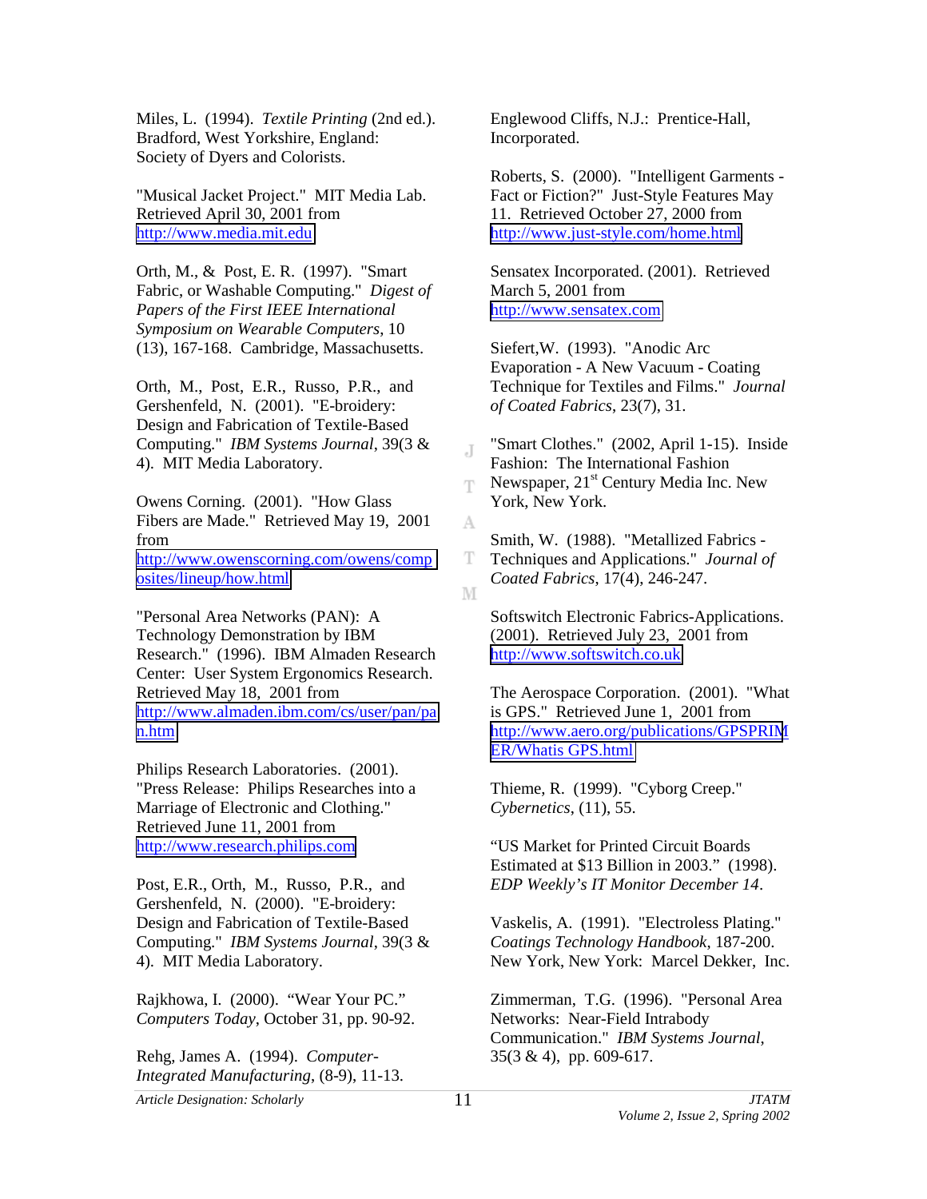Miles, L. (1994). *Textile Printing* (2nd ed.). Bradford, West Yorkshire, England: Society of Dyers and Colorists.

"Musical Jacket Project." MIT Media Lab. Retrieved April 30, 2001 from http://www.media.mit.edu

Orth, M., & Post, E. R. (1997). "Smart Fabric, or Washable Computing." *Digest of Papers of the First IEEE International Symposium on Wearable Computers*, 10 (13), 167-168. Cambridge, Massachusetts.

Orth, M., Post, E.R., Russo, P.R., and Gershenfeld, N. (2001). "E-broidery: Design and Fabrication of Textile-Based Computing." *IBM Systems Journal*, 39(3 & 4). MIT Media Laboratory.

Owens Corning. (2001). "How Glass Fibers are Made." Retrieved May 19, 2001 from http://www.owenscorning.com/owens/composites/lineup/how.html

"Personal Area Networks (PAN): A Technology Demonstration by IBM Research." (1996). IBM Almaden Research Center: User System Ergonomics Research. Retrieved May 18, 2001 from http://www.almaden.ibm.com/cs/user/pan/pan.htm

Philips Research Laboratories. (2001). "Press Release: Philips Researches into a Marriage of Electronic and Clothing." Retrieved June 11, 2001 from http://www.research.philips.com

Post, E.R., Orth, M., Russo, P.R., and Gershenfeld, N. (2000). "E-broidery: Design and Fabrication of Textile-Based Computing." *IBM Systems Journal*, 39(3 & 4). MIT Media Laboratory.

Rajkhowa, I. (2000). "Wear Your PC." *Computers Today*, October 31, pp. 90-92.

Rehg, James A. (1994). *Computer-Integrated Manufacturing*, (8-9), 11-13. Englewood Cliffs, N.J.: Prentice-Hall, Incorporated.

Roberts, S. (2000). "Intelligent Garments - Fact or Fiction?" Just-Style Features May 11. Retrieved October 27, 2000 from http://www.just-style.com/home.html

Sensatex Incorporated. (2001). Retrieved March 5, 2001 from http://www.sensatex.com

Siefert,W. (1993). "Anodic Arc Evaporation - A New Vacuum - Coating Technique for Textiles and Films." *Journal of Coated Fabrics*, 23(7), 31.

"Smart Clothes." (2002, April 1-15). Inside Fashion: The International Fashion Newspaper, 21st Century Media Inc. New York, New York.

Smith, W. (1988). "Metallized Fabrics - Techniques and Applications." *Journal of Coated Fabrics*, 17(4), 246-247.

Softswitch Electronic Fabrics-Applications. (2001). Retrieved July 23, 2001 from http://www.softswitch.co.uk

The Aerospace Corporation. (2001). "What is GPS." Retrieved June 1, 2001 from http://www.aero.org/publications/GPSPRIMER/Whatis GPS.html

Thieme, R. (1999). "Cyborg Creep." *Cybernetics*, (11), 55.

"US Market for Printed Circuit Boards Estimated at $13 Billion in 2003." (1998). *EDP Weekly's IT Monitor December 14*.

Vaskelis, A. (1991). "Electroless Plating." *Coatings Technology Handbook*, 187-200. New York, New York: Marcel Dekker, Inc.

Zimmerman, T.G. (1996). "Personal Area Networks: Near-Field Intrabody Communication." *IBM Systems Journal*, 35(3 & 4), pp. 609-617.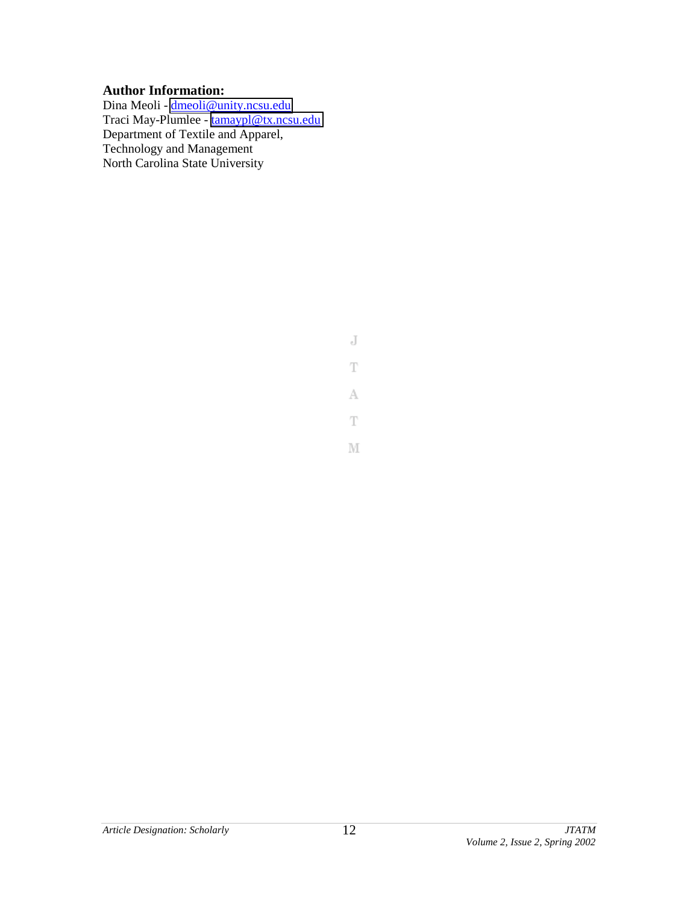**Author Information:**

Dina Meoli - dmeoli@unity.ncsu.edu
Traci May-Plumlee - tamaypl@tx.ncsu.edu
Department of Textile and Apparel,
Technology and Management
North Carolina State University